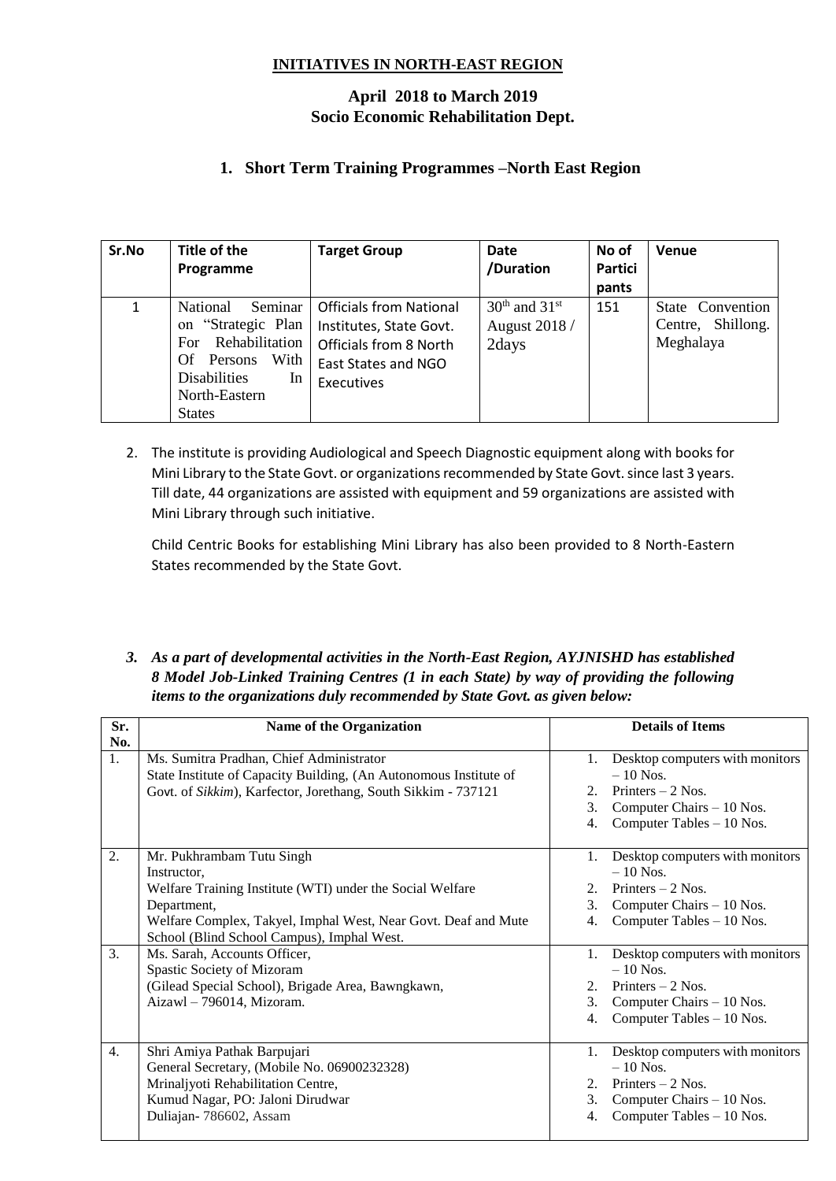**INITIATIVES IN NORTH-EAST REGION**

**April 2018 to March 2019**
**Socio Economic Rehabilitation Dept.**

## 1. Short Term Training Programmes –North East Region

| Sr.No | Title of the Programme | Target Group | Date /Duration | No of Partici pants | Venue |
|---|---|---|---|---|---|
| 1 | National Seminar on "Strategic Plan For Rehabilitation Of Persons With Disabilities In North-Eastern States | Officials from National Institutes, State Govt. Officials from 8 North East States and NGO Executives | 30th and 31st August 2018 / 2days | 151 | State Convention Centre, Shillong. Meghalaya |

2. The institute is providing Audiological and Speech Diagnostic equipment along with books for Mini Library to the State Govt. or organizations recommended by State Govt. since last 3 years. Till date, 44 organizations are assisted with equipment and 59 organizations are assisted with Mini Library through such initiative.

   Child Centric Books for establishing Mini Library has also been provided to 8 North-Eastern States recommended by the State Govt.

3. ***As a part of developmental activities in the North-East Region, AYJNISHD has established 8 Model Job-Linked Training Centres (1 in each State) by way of providing the following items to the organizations duly recommended by State Govt. as given below:***

| Sr. No. | Name of the Organization | Details of Items |
|---|---|---|
| 1. | Ms. Sumitra Pradhan, Chief Administrator<br>State Institute of Capacity Building, (An Autonomous Institute of Govt. of *Sikkim*), Karfector, Jorethang, South Sikkim - 737121 | 1. Desktop computers with monitors – 10 Nos.<br>2. Printers – 2 Nos.<br>3. Computer Chairs – 10 Nos.<br>4. Computer Tables – 10 Nos. |
| 2. | Mr. Pukhrambam Tutu Singh<br>Instructor,<br>Welfare Training Institute (WTI) under the Social Welfare Department,<br>Welfare Complex, Takyel, Imphal West, Near Govt. Deaf and Mute School (Blind School Campus), Imphal West. | 1. Desktop computers with monitors – 10 Nos.<br>2. Printers – 2 Nos.<br>3. Computer Chairs – 10 Nos.<br>4. Computer Tables – 10 Nos. |
| 3. | Ms. Sarah, Accounts Officer,<br>Spastic Society of Mizoram<br>(Gilead Special School), Brigade Area, Bawngkawn,<br>Aizawl – 796014, Mizoram. | 1. Desktop computers with monitors – 10 Nos.<br>2. Printers – 2 Nos.<br>3. Computer Chairs – 10 Nos.<br>4. Computer Tables – 10 Nos. |
| 4. | Shri Amiya Pathak Barpujari<br>General Secretary, (Mobile No. 06900232328)<br>Mrinaljyoti Rehabilitation Centre,<br>Kumud Nagar, PO: Jaloni Dirudwar<br>Duliajan- 786602, Assam | 1. Desktop computers with monitors – 10 Nos.<br>2. Printers – 2 Nos.<br>3. Computer Chairs – 10 Nos.<br>4. Computer Tables – 10 Nos. |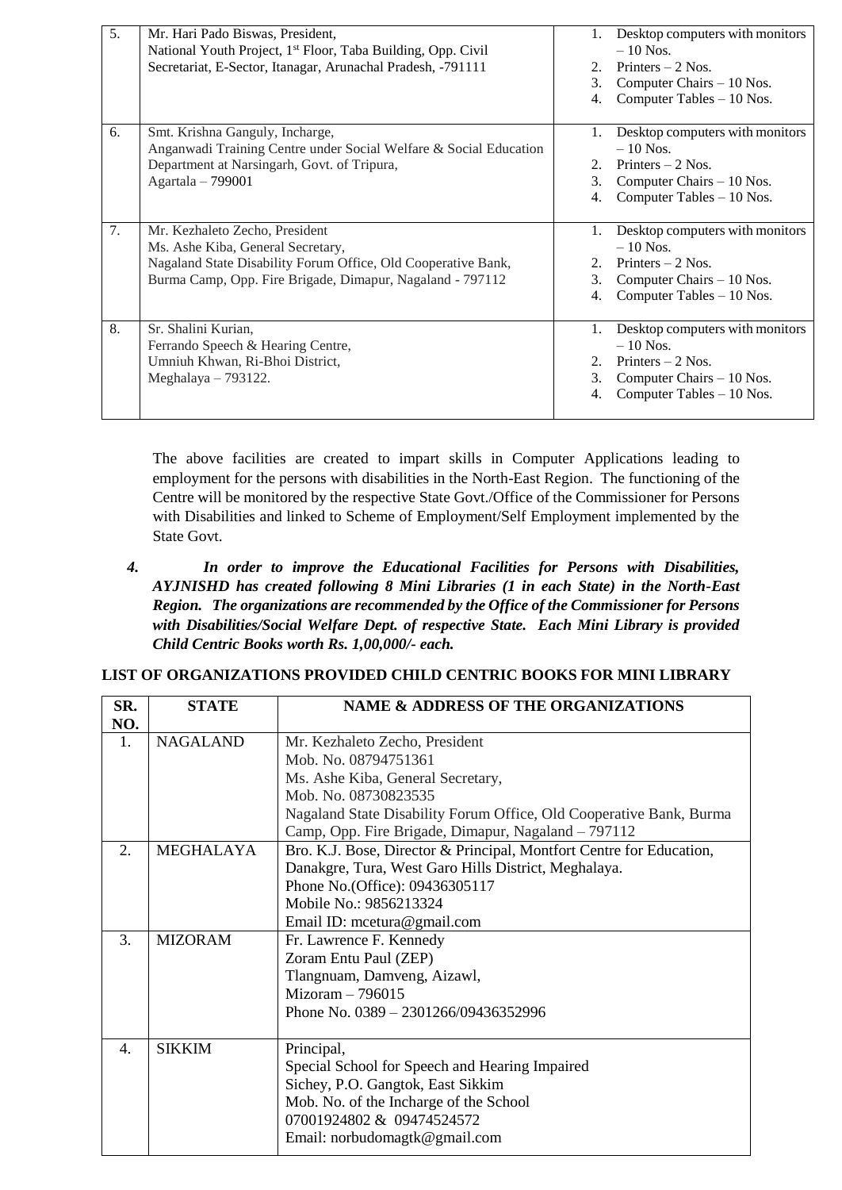| 5. | Mr. Hari Pado Biswas, President,<br>National Youth Project, 1st Floor, Taba Building, Opp. Civil Secretariat, E-Sector, Itanagar, Arunachal Pradesh, -791111 | 1. Desktop computers with monitors – 10 Nos.<br>2. Printers – 2 Nos.<br>3. Computer Chairs – 10 Nos.<br>4. Computer Tables – 10 Nos. |
|---|---|---|
| 6. | Smt. Krishna Ganguly, Incharge,<br>Anganwadi Training Centre under Social Welfare & Social Education Department at Narsingarh, Govt. of Tripura,<br>Agartala – 799001 | 1. Desktop computers with monitors – 10 Nos.<br>2. Printers – 2 Nos.<br>3. Computer Chairs – 10 Nos.<br>4. Computer Tables – 10 Nos. |
| 7. | Mr. Kezhaleto Zecho, President<br>Ms. Ashe Kiba, General Secretary,<br>Nagaland State Disability Forum Office, Old Cooperative Bank, Burma Camp, Opp. Fire Brigade, Dimapur, Nagaland - 797112 | 1. Desktop computers with monitors – 10 Nos.<br>2. Printers – 2 Nos.<br>3. Computer Chairs – 10 Nos.<br>4. Computer Tables – 10 Nos. |
| 8. | Sr. Shalini Kurian,<br>Ferrando Speech & Hearing Centre,<br>Umniuh Khwan, Ri-Bhoi District,<br>Meghalaya – 793122. | 1. Desktop computers with monitors – 10 Nos.<br>2. Printers – 2 Nos.<br>3. Computer Chairs – 10 Nos.<br>4. Computer Tables – 10 Nos. |

The above facilities are created to impart skills in Computer Applications leading to employment for the persons with disabilities in the North-East Region. The functioning of the Centre will be monitored by the respective State Govt./Office of the Commissioner for Persons with Disabilities and linked to Scheme of Employment/Self Employment implemented by the State Govt.

***4. In order to improve the Educational Facilities for Persons with Disabilities, AYJNISHD has created following 8 Mini Libraries (1 in each State) in the North-East Region. The organizations are recommended by the Office of the Commissioner for Persons with Disabilities/Social Welfare Dept. of respective State. Each Mini Library is provided Child Centric Books worth Rs. 1,00,000/- each.***

**LIST OF ORGANIZATIONS PROVIDED CHILD CENTRIC BOOKS FOR MINI LIBRARY**

| SR. NO. | STATE | NAME & ADDRESS OF THE ORGANIZATIONS |
|---|---|---|
| 1. | NAGALAND | Mr. Kezhaleto Zecho, President<br>Mob. No. 08794751361<br>Ms. Ashe Kiba, General Secretary,<br>Mob. No. 08730823535<br>Nagaland State Disability Forum Office, Old Cooperative Bank, Burma Camp, Opp. Fire Brigade, Dimapur, Nagaland – 797112 |
| 2. | MEGHALAYA | Bro. K.J. Bose, Director & Principal, Montfort Centre for Education, Danakgre, Tura, West Garo Hills District, Meghalaya.<br>Phone No.(Office): 09436305117<br>Mobile No.: 9856213324<br>Email ID: mcetura@gmail.com |
| 3. | MIZORAM | Fr. Lawrence F. Kennedy<br>Zoram Entu Paul (ZEP)<br>Tlangnuam, Damveng, Aizawl,<br>Mizoram – 796015<br>Phone No. 0389 – 2301266/09436352996 |
| 4. | SIKKIM | Principal,<br>Special School for Speech and Hearing Impaired<br>Sichey, P.O. Gangtok, East Sikkim<br>Mob. No. of the Incharge of the School<br>07001924802 & 09474524572<br>Email: norbudomagtk@gmail.com |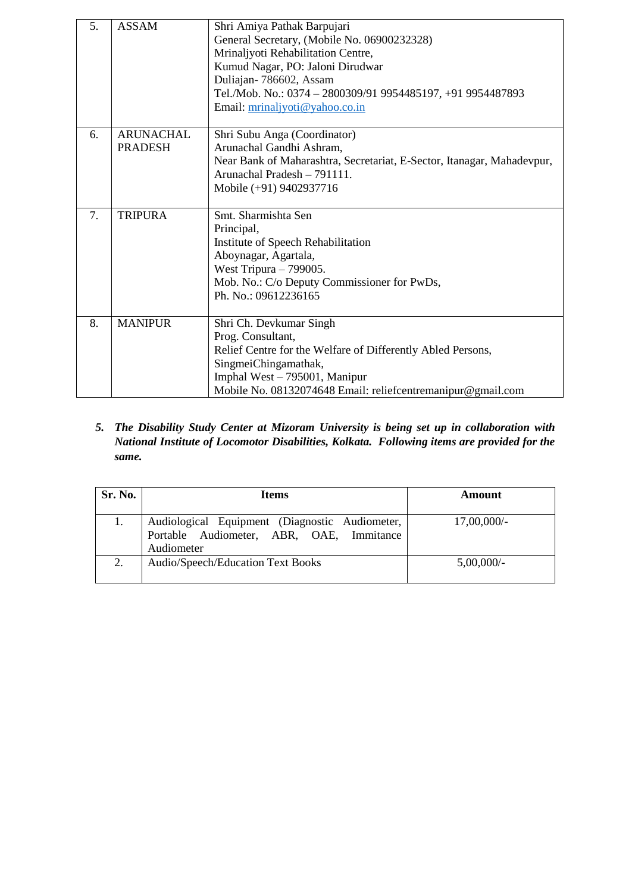| | | |
|---|---|---|
| 5. | ASSAM | Shri Amiya Pathak Barpujari<br>General Secretary, (Mobile No. 06900232328)<br>Mrinaljyoti Rehabilitation Centre,<br>Kumud Nagar, PO: Jaloni Dirudwar<br>Duliajan- 786602, Assam<br>Tel./Mob. No.: 0374 – 2800309/91 9954485197, +91 9954487893<br>Email: mrinaljyoti@yahoo.co.in |
| 6. | ARUNACHAL PRADESH | Shri Subu Anga (Coordinator)<br>Arunachal Gandhi Ashram,<br>Near Bank of Maharashtra, Secretariat, E-Sector, Itanagar, Mahadevpur, Arunachal Pradesh – 791111.<br>Mobile (+91) 9402937716 |
| 7. | TRIPURA | Smt. Sharmishta Sen<br>Principal,<br>Institute of Speech Rehabilitation<br>Aboynagar, Agartala,<br>West Tripura – 799005.<br>Mob. No.: C/o Deputy Commissioner for PwDs,<br>Ph. No.: 09612236165 |
| 8. | MANIPUR | Shri Ch. Devkumar Singh<br>Prog. Consultant,<br>Relief Centre for the Welfare of Differently Abled Persons,<br>SingmeiChingamathak,<br>Imphal West – 795001, Manipur<br>Mobile No. 08132074648 Email: reliefcentremanipur@gmail.com |

5. ***The Disability Study Center at Mizoram University is being set up in collaboration with National Institute of Locomotor Disabilities, Kolkata. Following items are provided for the same.***

| Sr. No. | Items | Amount |
|---|---|---|
| 1. | Audiological Equipment (Diagnostic Audiometer, Portable Audiometer, ABR, OAE, Immitance Audiometer | 17,00,000/- |
| 2. | Audio/Speech/Education Text Books | 5,00,000/- |